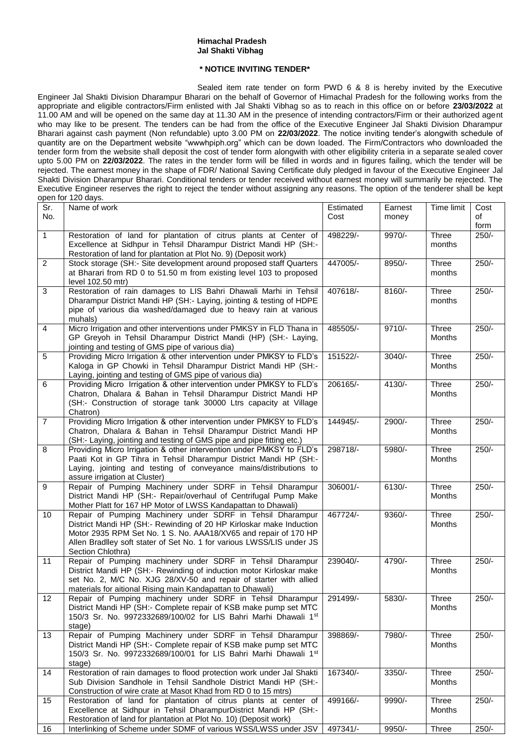**Himachal Pradesh**
**Jal Shakti Vibhag**

**\* NOTICE INVITING TENDER\***

Sealed item rate tender on form PWD 6 & 8 is hereby invited by the Executive Engineer Jal Shakti Division Dharampur Bharari on the behalf of Governor of Himachal Pradesh for the following works from the appropriate and eligible contractors/Firm enlisted with Jal Shakti Vibhag so as to reach in this office on or before **23/03/2022** at 11.00 AM and will be opened on the same day at 11.30 AM in the presence of intending contractors/Firm or their authorized agent who may like to be present. The tenders can be had from the office of the Executive Engineer Jal Shakti Division Dharampur Bharari against cash payment (Non refundable) upto 3.00 PM on **22/03/2022**. The notice inviting tender's alongwith schedule of quantity are on the Department website "wwwhpiph.org" which can be down loaded. The Firm/Contractors who downloaded the tender form from the website shall deposit the cost of tender form alongwith with other eligibility criteria in a separate sealed cover upto 5.00 PM on **22/03/2022**. The rates in the tender form will be filled in words and in figures failing, which the tender will be rejected. The earnest money in the shape of FDR/ National Saving Certificate duly pledged in favour of the Executive Engineer Jal Shakti Division Dharampur Bharari. Conditional tenders or tender received without earnest money will summarily be rejected. The Executive Engineer reserves the right to reject the tender without assigning any reasons. The option of the tenderer shall be kept open for 120 days.

| Sr. No. | Name of work | Estimated Cost | Earnest money | Time limit | Cost of form |
|---|---|---|---|---|---|
| 1 | Restoration of land for plantation of citrus plants at Center of Excellence at Sidhpur in Tehsil Dharampur District Mandi HP (SH:- Restoration of land for plantation at Plot No. 9) (Deposit work) | 498229/- | 9970/- | Three months | 250/- |
| 2 | Stock storage (SH:- Site development around proposed staff Quarters at Bharari from RD 0 to 51.50 m from existing level 103 to proposed level 102.50 mtr) | 447005/- | 8950/- | Three months | 250/- |
| 3 | Restoration of rain damages to LIS Bahri Dhawali Marhi in Tehsil Dharampur District Mandi HP (SH:- Laying, jointing & testing of HDPE pipe of various dia washed/damaged due to heavy rain at various muhals) | 407618/- | 8160/- | Three months | 250/- |
| 4 | Micro Irrigation and other interventions under PMKSY in FLD Thana in GP Greyoh in Tehsil Dharampur District Mandi (HP) (SH:- Laying, jointing and testing of GMS pipe of various dia) | 485505/- | 9710/- | Three Months | 250/- |
| 5 | Providing Micro Irrigation & other intervention under PMKSY to FLD's Kaloga in GP Chowki in Tehsil Dharampur District Mandi HP (SH:- Laying, jointing and testing of GMS pipe of various dia) | 151522/- | 3040/- | Three Months | 250/- |
| 6 | Providing Micro Irrigation & other intervention under PMKSY to FLD's Chatron, Dhalara & Bahan in Tehsil Dharampur District Mandi HP (SH:- Construction of storage tank 30000 Ltrs capacity at Village Chatron) | 206165/- | 4130/- | Three Months | 250/- |
| 7 | Providing Micro Irrigation & other intervention under PMKSY to FLD's Chatron, Dhalara & Bahan in Tehsil Dharampur District Mandi HP (SH:- Laying, jointing and testing of GMS pipe and pipe fitting etc.) | 144945/- | 2900/- | Three Months | 250/- |
| 8 | Providing Micro Irrigation & other intervention under PMKSY to FLD's Paati Kot in GP Tihra in Tehsil Dharampur District Mandi HP (SH:- Laying, jointing and testing of conveyance mains/distributions to assure irrigation at Cluster) | 298718/- | 5980/- | Three Months | 250/- |
| 9 | Repair of Pumping Machinery under SDRF in Tehsil Dharampur District Mandi HP (SH:- Repair/overhaul of Centrifugal Pump Make Mother Platt for 167 HP Motor of LWSS Kandapattan to Dhawali) | 306001/- | 6130/- | Three Months | 250/- |
| 10 | Repair of Pumping Machinery under SDRF in Tehsil Dharampur District Mandi HP (SH:- Rewinding of 20 HP Kirloskar make Induction Motor 2935 RPM Set No. 1 S. No. AAA18/XV65 and repair of 170 HP Allen Bradlley soft stater of Set No. 1 for various LWSS/LIS under JS Section Chlothra) | 467724/- | 9360/- | Three Months | 250/- |
| 11 | Repair of Pumping machinery under SDRF in Tehsil Dharampur District Mandi HP (SH:- Rewinding of induction motor Kirloskar make set No. 2, M/C No. XJG 28/XV-50 and repair of starter with allied materials for aitional Rising main Kandapattan to Dhawali) | 239040/- | 4790/- | Three Months | 250/- |
| 12 | Repair of Pumping machinery under SDRF in Tehsil Dharampur District Mandi HP (SH:- Complete repair of KSB make pump set MTC 150/3 Sr. No. 9972332689/100/02 for LIS Bahri Marhi Dhawali 1st stage) | 291499/- | 5830/- | Three Months | 250/- |
| 13 | Repair of Pumping Machinery under SDRF in Tehsil Dharampur District Mandi HP (SH:- Complete repair of KSB make pump set MTC 150/3 Sr. No. 9972332689/100/01 for LIS Bahri Marhi Dhawali 1st stage) | 398869/- | 7980/- | Three Months | 250/- |
| 14 | Restoration of rain damages to flood protection work under Jal Shakti Sub Division Sandhole in Tehsil Sandhole District Mandi HP (SH:- Construction of wire crate at Masot Khad from RD 0 to 15 mtrs) | 167340/- | 3350/- | Three Months | 250/- |
| 15 | Restoration of land for plantation of citrus plants at center of Excellence at Sidhpur in Tehsil DharampurDistrict Mandi HP (SH:- Restoration of land for plantation at Plot No. 10) (Deposit work) | 499166/- | 9990/- | Three Months | 250/- |
| 16 | Interlinking of Scheme under SDMF of various WSS/LWSS under JSV | 497341/- | 9950/- | Three | 250/- |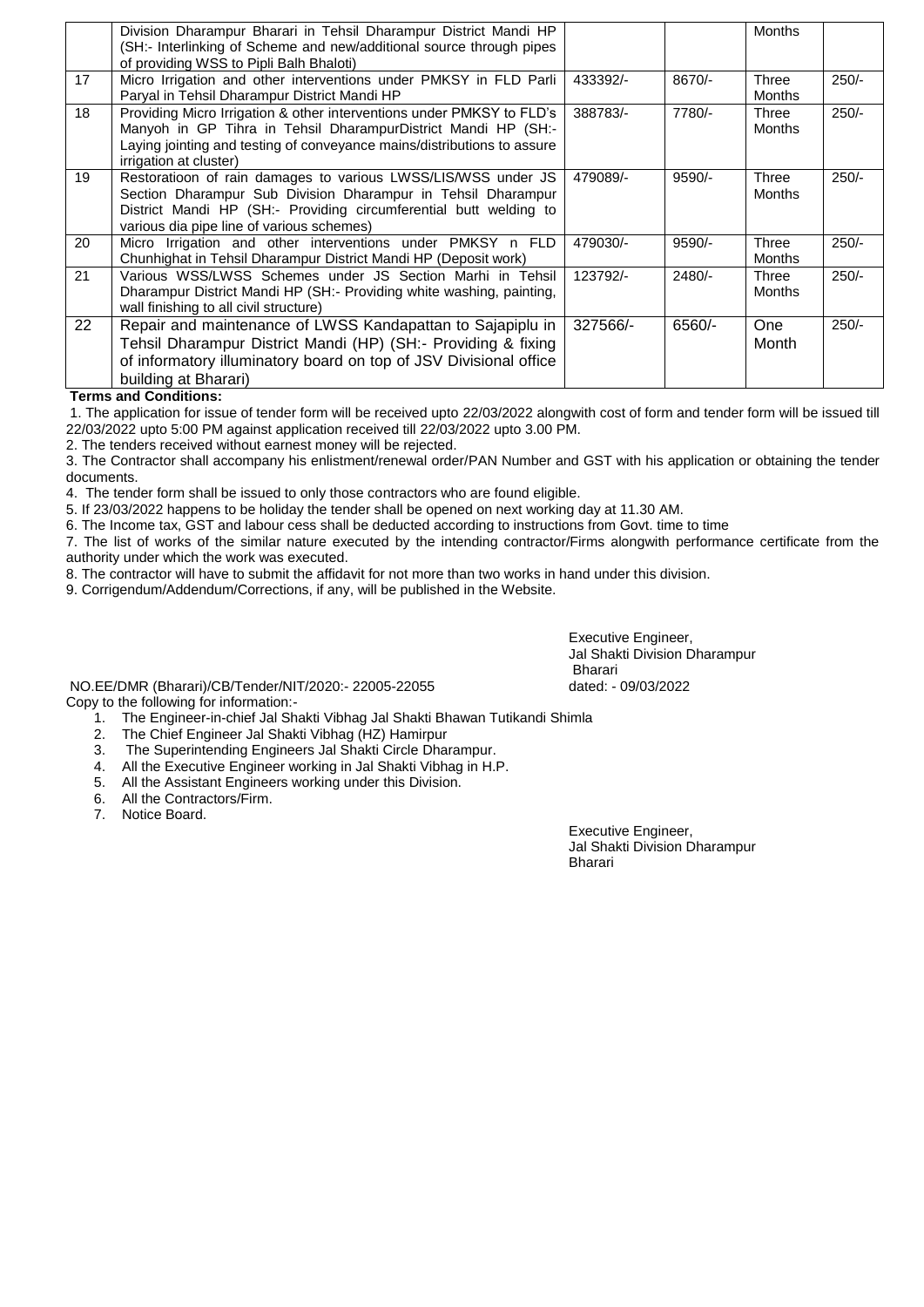| | | | | | |
|---|---|---|---|---|---|
| | Division Dharampur Bharari in Tehsil Dharampur District Mandi HP (SH:- Interlinking of Scheme and new/additional source through pipes of providing WSS to Pipli Balh Bhaloti) | | | Months | |
| 17 | Micro Irrigation and other interventions under PMKSY in FLD Parli Paryal in Tehsil Dharampur District Mandi HP | 433392/- | 8670/- | Three Months | 250/- |
| 18 | Providing Micro Irrigation & other interventions under PMKSY to FLD's Manyoh in GP Tihra in Tehsil DharampurDistrict Mandi HP (SH:- Laying jointing and testing of conveyance mains/distributions to assure irrigation at cluster) | 388783/- | 7780/- | Three Months | 250/- |
| 19 | Restoratioon of rain damages to various LWSS/LIS/WSS under JS Section Dharampur Sub Division Dharampur in Tehsil Dharampur District Mandi HP (SH:- Providing circumferential butt welding to various dia pipe line of various schemes) | 479089/- | 9590/- | Three Months | 250/- |
| 20 | Micro Irrigation and other interventions under PMKSY n FLD Chunhighat in Tehsil Dharampur District Mandi HP (Deposit work) | 479030/- | 9590/- | Three Months | 250/- |
| 21 | Various WSS/LWSS Schemes under JS Section Marhi in Tehsil Dharampur District Mandi HP (SH:- Providing white washing, painting, wall finishing to all civil structure) | 123792/- | 2480/- | Three Months | 250/- |
| 22 | Repair and maintenance of LWSS Kandapattan to Sajapiplu in Tehsil Dharampur District Mandi (HP) (SH:- Providing & fixing of informatory illuminatory board on top of JSV Divisional office building at Bharari) | 327566/- | 6560/- | One Month | 250/- |

**Terms and Conditions:**

1. The application for issue of tender form will be received upto 22/03/2022 alongwith cost of form and tender form will be issued till 22/03/2022 upto 5:00 PM against application received till 22/03/2022 upto 3.00 PM.
2. The tenders received without earnest money will be rejected.
3. The Contractor shall accompany his enlistment/renewal order/PAN Number and GST with his application or obtaining the tender documents.
4. The tender form shall be issued to only those contractors who are found eligible.
5. If 23/03/2022 happens to be holiday the tender shall be opened on next working day at 11.30 AM.
6. The Income tax, GST and labour cess shall be deducted according to instructions from Govt. time to time
7. The list of works of the similar nature executed by the intending contractor/Firms alongwith performance certificate from the authority under which the work was executed.
8. The contractor will have to submit the affidavit for not more than two works in hand under this division.
9. Corrigendum/Addendum/Corrections, if any, will be published in the Website.

Executive Engineer,
Jal Shakti Division Dharampur
Bharari

NO.EE/DMR (Bharari)/CB/Tender/NIT/2020:- 22005-22055 dated: - 09/03/2022

Copy to the following for information:-

1. The Engineer-in-chief Jal Shakti Vibhag Jal Shakti Bhawan Tutikandi Shimla
2. The Chief Engineer Jal Shakti Vibhag (HZ) Hamirpur
3. The Superintending Engineers Jal Shakti Circle Dharampur.
4. All the Executive Engineer working in Jal Shakti Vibhag in H.P.
5. All the Assistant Engineers working under this Division.
6. All the Contractors/Firm.
7. Notice Board.

Executive Engineer,
Jal Shakti Division Dharampur
Bharari